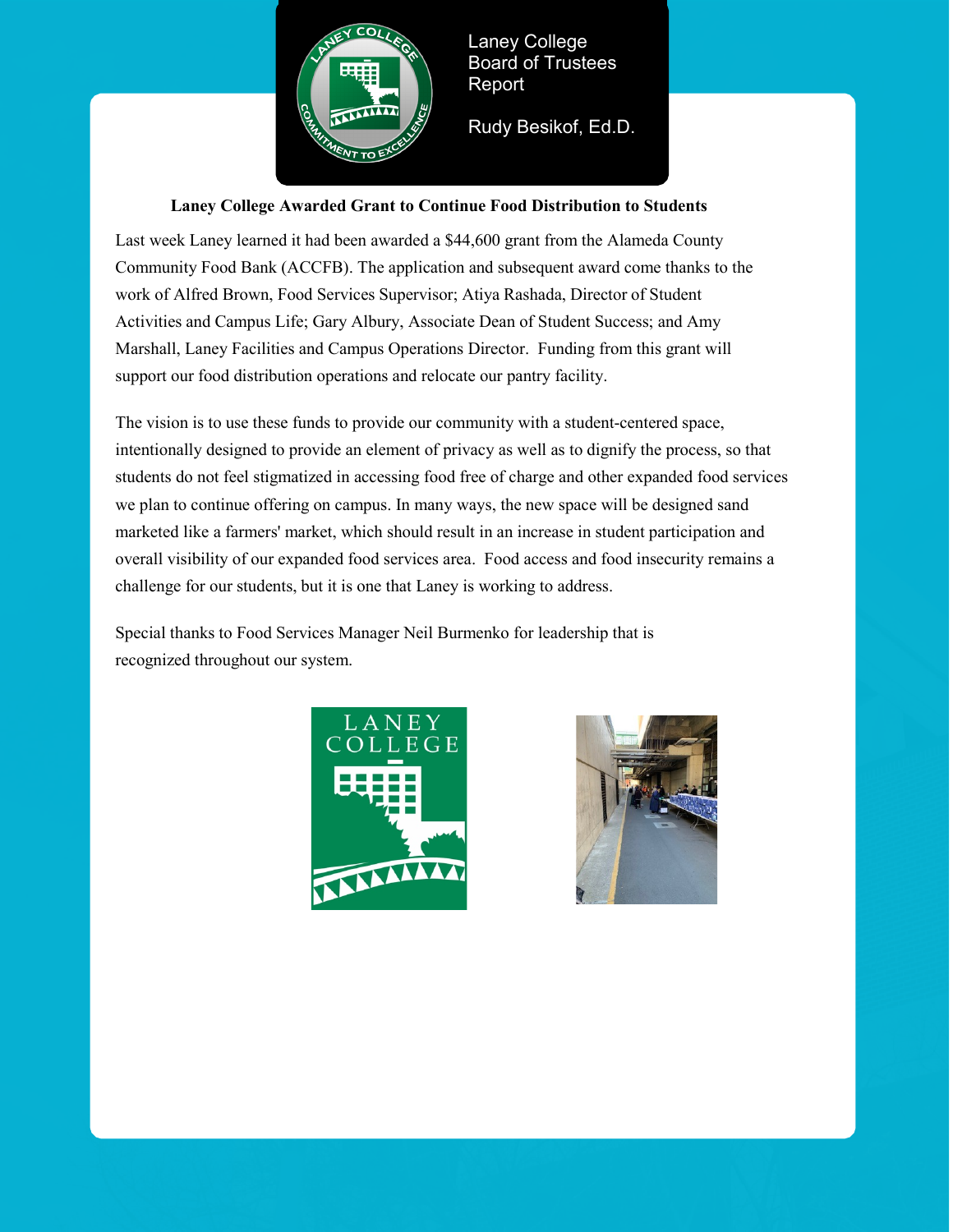Laney College
Board of Trustees
Report

Rudy Besikof, Ed.D.

## Laney College Awarded Grant to Continue Food Distribution to Students

Last week Laney learned it had been awarded a $44,600 grant from the Alameda County Community Food Bank (ACCFB). The application and subsequent award come thanks to the work of Alfred Brown, Food Services Supervisor; Atiya Rashada, Director of Student Activities and Campus Life; Gary Albury, Associate Dean of Student Success; and Amy Marshall, Laney Facilities and Campus Operations Director. Funding from this grant will support our food distribution operations and relocate our pantry facility.

The vision is to use these funds to provide our community with a student-centered space, intentionally designed to provide an element of privacy as well as to dignify the process, so that students do not feel stigmatized in accessing food free of charge and other expanded food services we plan to continue offering on campus. In many ways, the new space will be designed sand marketed like a farmers' market, which should result in an increase in student participation and overall visibility of our expanded food services area. Food access and food insecurity remains a challenge for our students, but it is one that Laney is working to address.

Special thanks to Food Services Manager Neil Burmenko for leadership that is recognized throughout our system.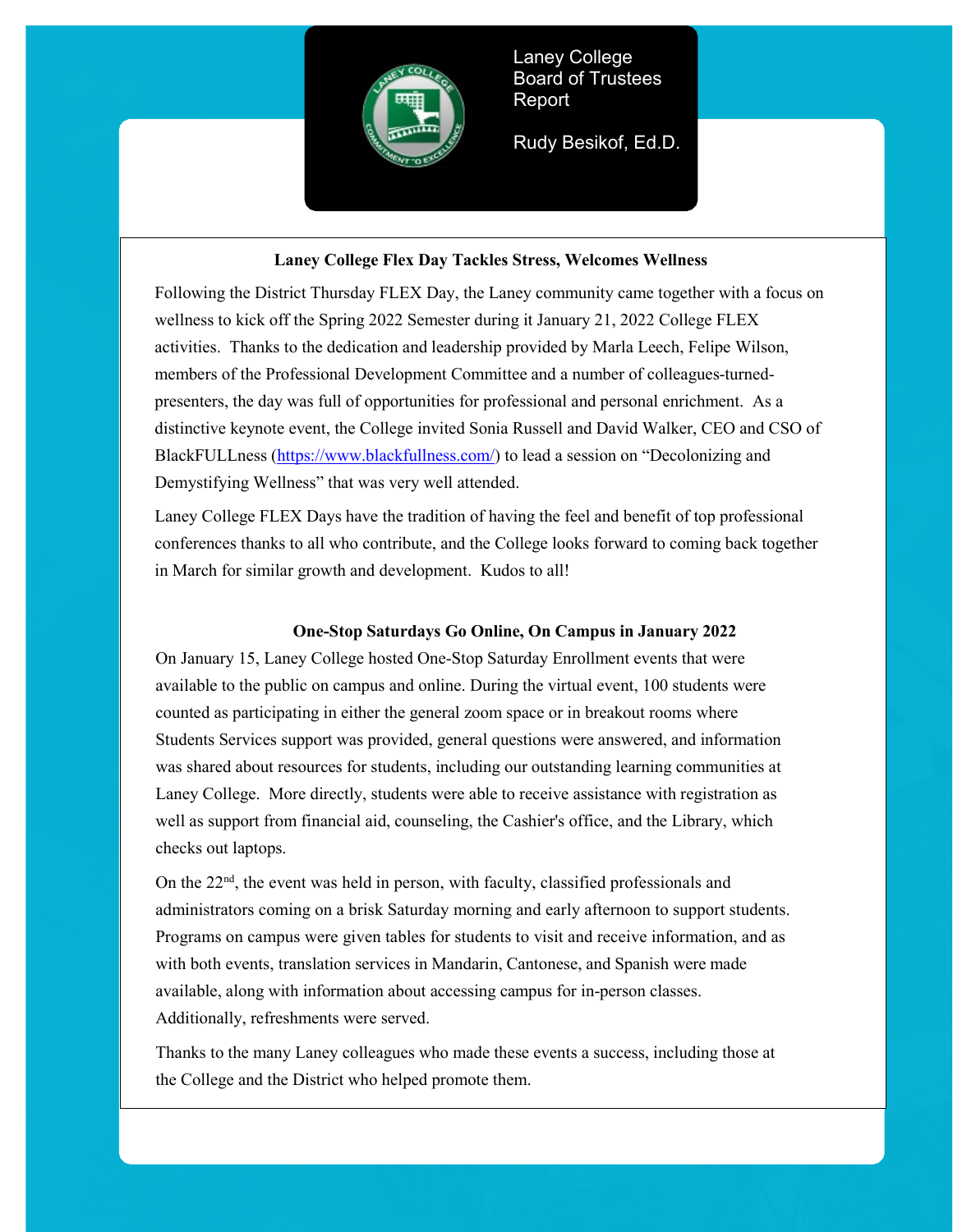Laney College
Board of Trustees
Report

Rudy Besikof, Ed.D.

### Laney College Flex Day Tackles Stress, Welcomes Wellness

Following the District Thursday FLEX Day, the Laney community came together with a focus on wellness to kick off the Spring 2022 Semester during it January 21, 2022 College FLEX activities. Thanks to the dedication and leadership provided by Marla Leech, Felipe Wilson, members of the Professional Development Committee and a number of colleagues-turned-presenters, the day was full of opportunities for professional and personal enrichment. As a distinctive keynote event, the College invited Sonia Russell and David Walker, CEO and CSO of BlackFULLness (https://www.blackfullness.com/) to lead a session on "Decolonizing and Demystifying Wellness" that was very well attended.

Laney College FLEX Days have the tradition of having the feel and benefit of top professional conferences thanks to all who contribute, and the College looks forward to coming back together in March for similar growth and development. Kudos to all!

### One-Stop Saturdays Go Online, On Campus in January 2022

On January 15, Laney College hosted One-Stop Saturday Enrollment events that were available to the public on campus and online. During the virtual event, 100 students were counted as participating in either the general zoom space or in breakout rooms where Students Services support was provided, general questions were answered, and information was shared about resources for students, including our outstanding learning communities at Laney College. More directly, students were able to receive assistance with registration as well as support from financial aid, counseling, the Cashier's office, and the Library, which checks out laptops.

On the 22nd, the event was held in person, with faculty, classified professionals and administrators coming on a brisk Saturday morning and early afternoon to support students. Programs on campus were given tables for students to visit and receive information, and as with both events, translation services in Mandarin, Cantonese, and Spanish were made available, along with information about accessing campus for in-person classes. Additionally, refreshments were served.

Thanks to the many Laney colleagues who made these events a success, including those at the College and the District who helped promote them.